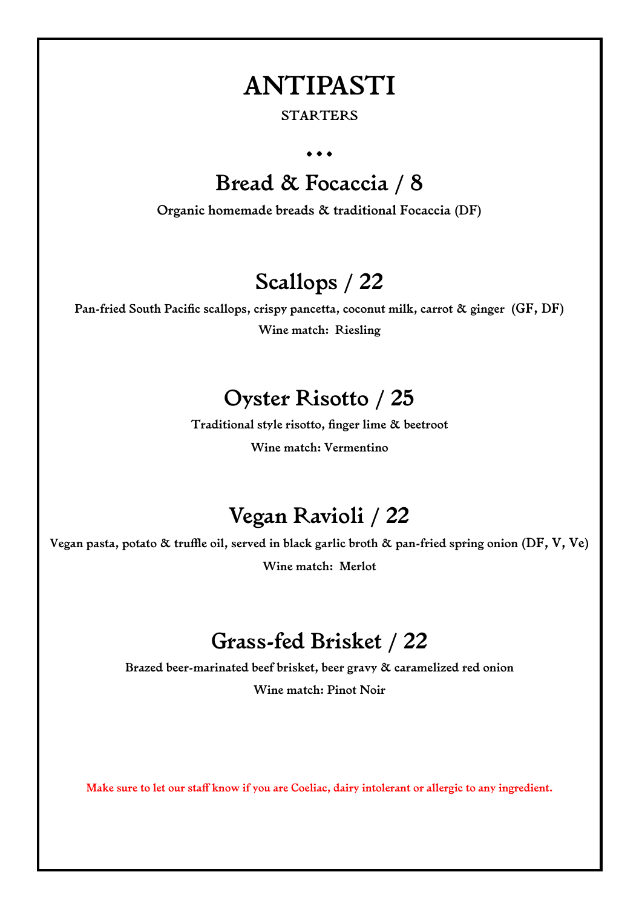# ANTIPASTI

STARTERS

• • •

## Bread & Focaccia / 8

**Organic homemade breads & traditional Focaccia (DF)**

## Scallops / 22

**Pan-fried South Pacific scallops, crispy pancetta, coconut milk, carrot & ginger (GF, DF)**

**Wine match: Riesling**

## Oyster Risotto / 25

**Traditional style risotto, finger lime & beetroot**

**Wine match: Vermentino**

## Vegan Ravioli / 22

**Vegan pasta, potato & truffle oil, served in black garlic broth & pan-fried spring onion (DF, V, Ve)**

**Wine match: Merlot**

## Grass-fed Brisket / 22

**Brazed beer-marinated beef brisket, beer gravy & caramelized red onion**

**Wine match: Pinot Noir**

**Make sure to let our staff know if you are Coeliac, dairy intolerant or allergic to any ingredient.**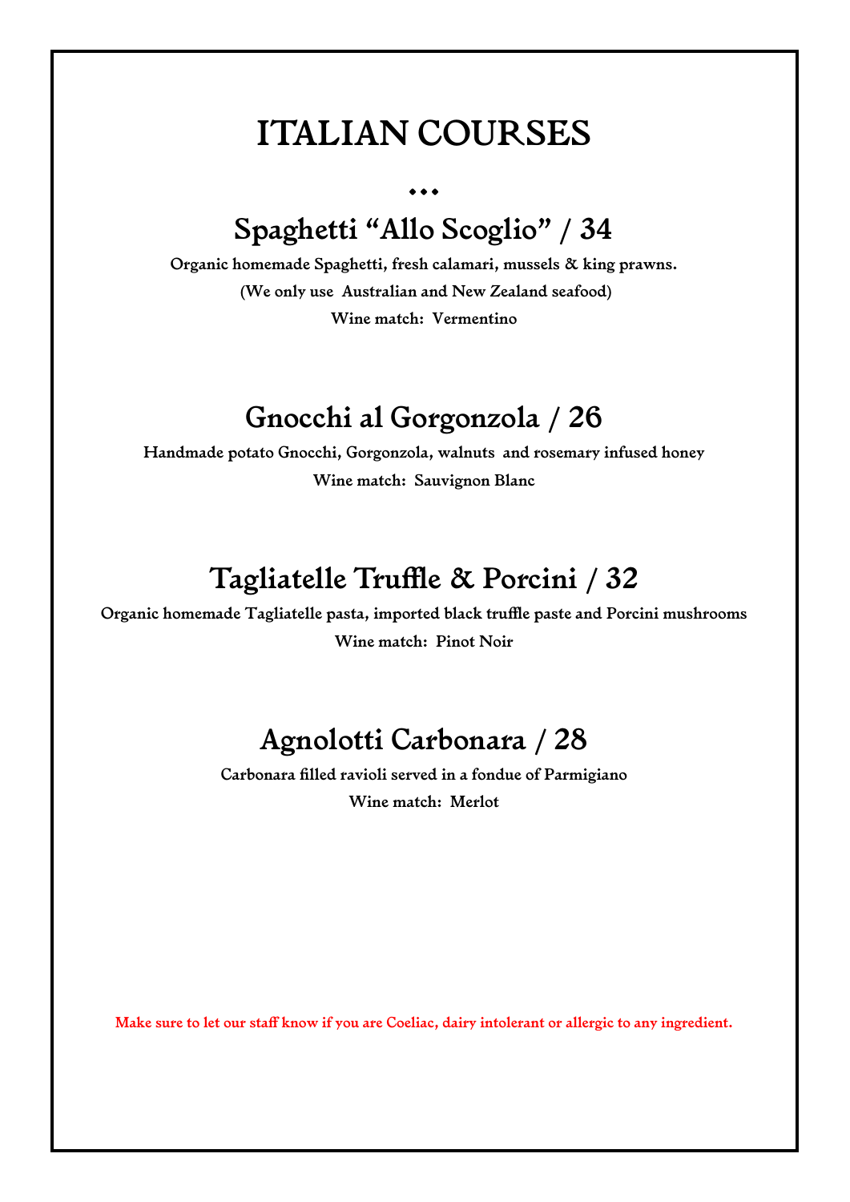# ITALIAN COURSES

...

## Spaghetti "Allo Scoglio" / 34

**Organic homemade Spaghetti, fresh calamari, mussels & king prawns.**

**(We only use Australian and New Zealand seafood)**

**Wine match: Vermentino**

## Gnocchi al Gorgonzola / 26

**Handmade potato Gnocchi, Gorgonzola, walnuts and rosemary infused honey**

**Wine match: Sauvignon Blanc**

## Tagliatelle Truffle & Porcini / 32

**Organic homemade Tagliatelle pasta, imported black truffle paste and Porcini mushrooms**

**Wine match: Pinot Noir**

## Agnolotti Carbonara / 28

**Carbonara filled ravioli served in a fondue of Parmigiano**

**Wine match: Merlot**

**Make sure to let our staff know if you are Coeliac, dairy intolerant or allergic to any ingredient.**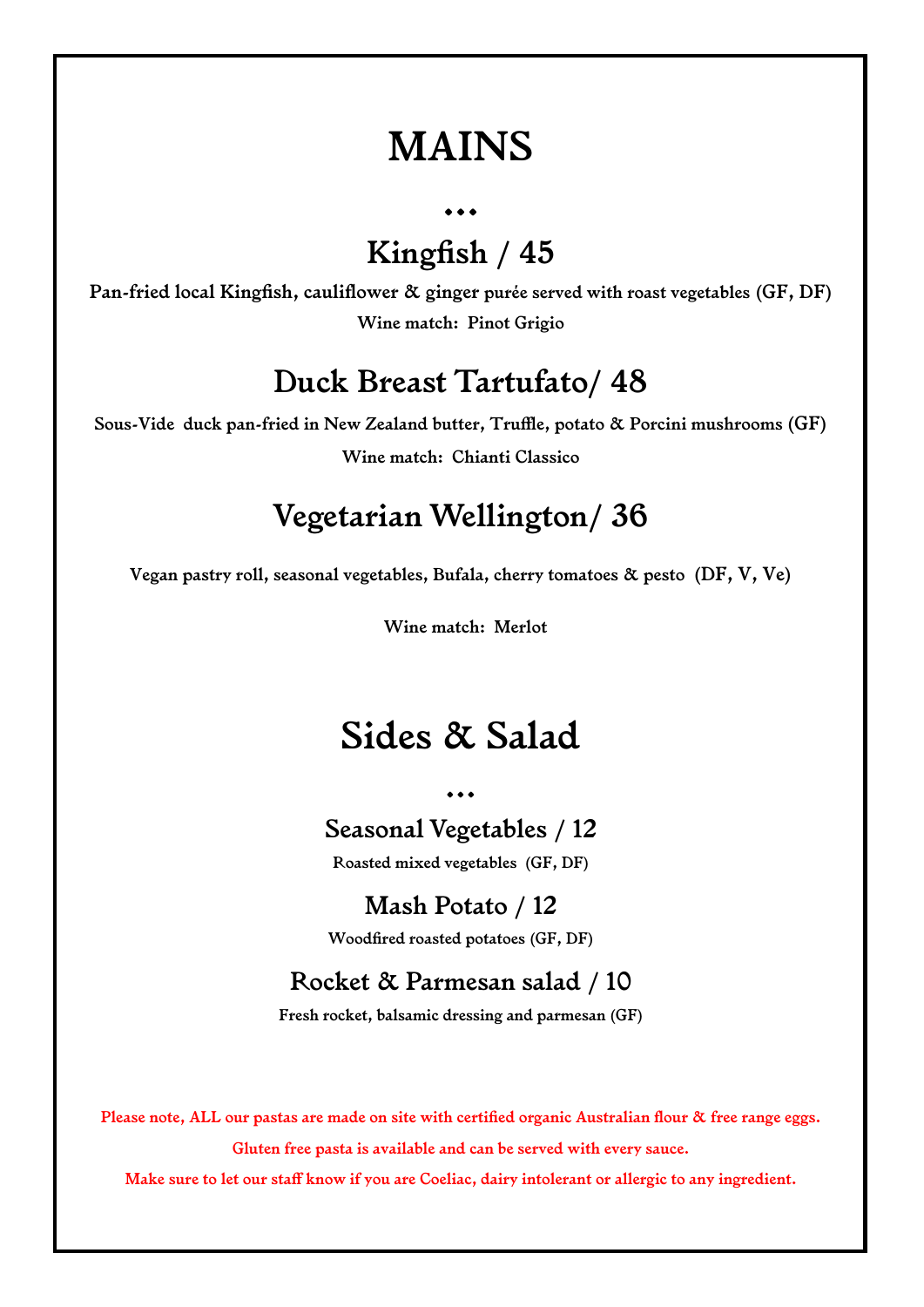# MAINS

...

## Kingfish / 45

**Pan-fried local Kingfish, cauliflower & ginger purée served with roast vegetables (GF, DF)**

**Wine match: Pinot Grigio**

## Duck Breast Tartufato/ 48

**Sous-Vide duck pan-fried in New Zealand butter, Truffle, potato & Porcini mushrooms (GF)**

**Wine match: Chianti Classico**

## Vegetarian Wellington/ 36

**Vegan pastry roll, seasonal vegetables, Bufala, cherry tomatoes & pesto (DF, V, Ve)**

**Wine match: Merlot**

# Sides & Salad

...

### Seasonal Vegetables / 12

**Roasted mixed vegetables (GF, DF)**

### Mash Potato / 12

**Woodfired roasted potatoes (GF, DF)**

### Rocket & Parmesan salad / 10

**Fresh rocket, balsamic dressing and parmesan (GF)**

**Please note, ALL our pastas are made on site with certified organic Australian flour & free range eggs.**

**Gluten free pasta is available and can be served with every sauce.**

**Make sure to let our staff know if you are Coeliac, dairy intolerant or allergic to any ingredient.**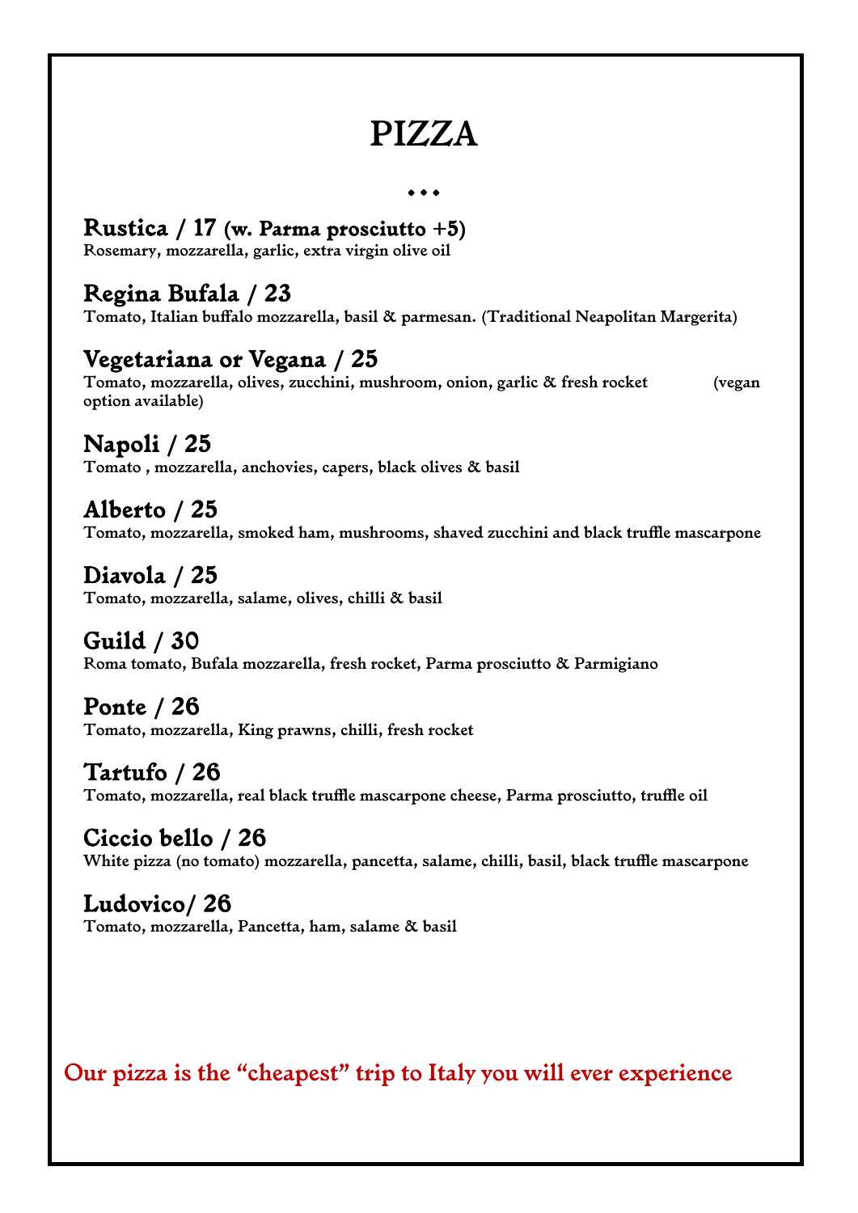# PIZZA

• • •

## Rustica / 17 (w. Parma prosciutto +5)
**Rosemary, mozzarella, garlic, extra virgin olive oil**

## Regina Bufala / 23
**Tomato, Italian buffalo mozzarella, basil & parmesan. (Traditional Neapolitan Margerita)**

## Vegetariana or Vegana / 25
**Tomato, mozzarella, olives, zucchini, mushroom, onion, garlic & fresh rocket (vegan option available)**

## Napoli / 25
**Tomato , mozzarella, anchovies, capers, black olives & basil**

## Alberto / 25
**Tomato, mozzarella, smoked ham, mushrooms, shaved zucchini and black truffle mascarpone**

## Diavola / 25
**Tomato, mozzarella, salame, olives, chilli & basil**

## Guild / 30
**Roma tomato, Bufala mozzarella, fresh rocket, Parma prosciutto & Parmigiano**

## Ponte / 26
**Tomato, mozzarella, King prawns, chilli, fresh rocket**

## Tartufo / 26
**Tomato, mozzarella, real black truffle mascarpone cheese, Parma prosciutto, truffle oil**

## Ciccio bello / 26
**White pizza (no tomato) mozzarella, pancetta, salame, chilli, basil, black truffle mascarpone**

## Ludovico/ 26
**Tomato, mozzarella, Pancetta, ham, salame & basil**

**Our pizza is the "cheapest" trip to Italy you will ever experience**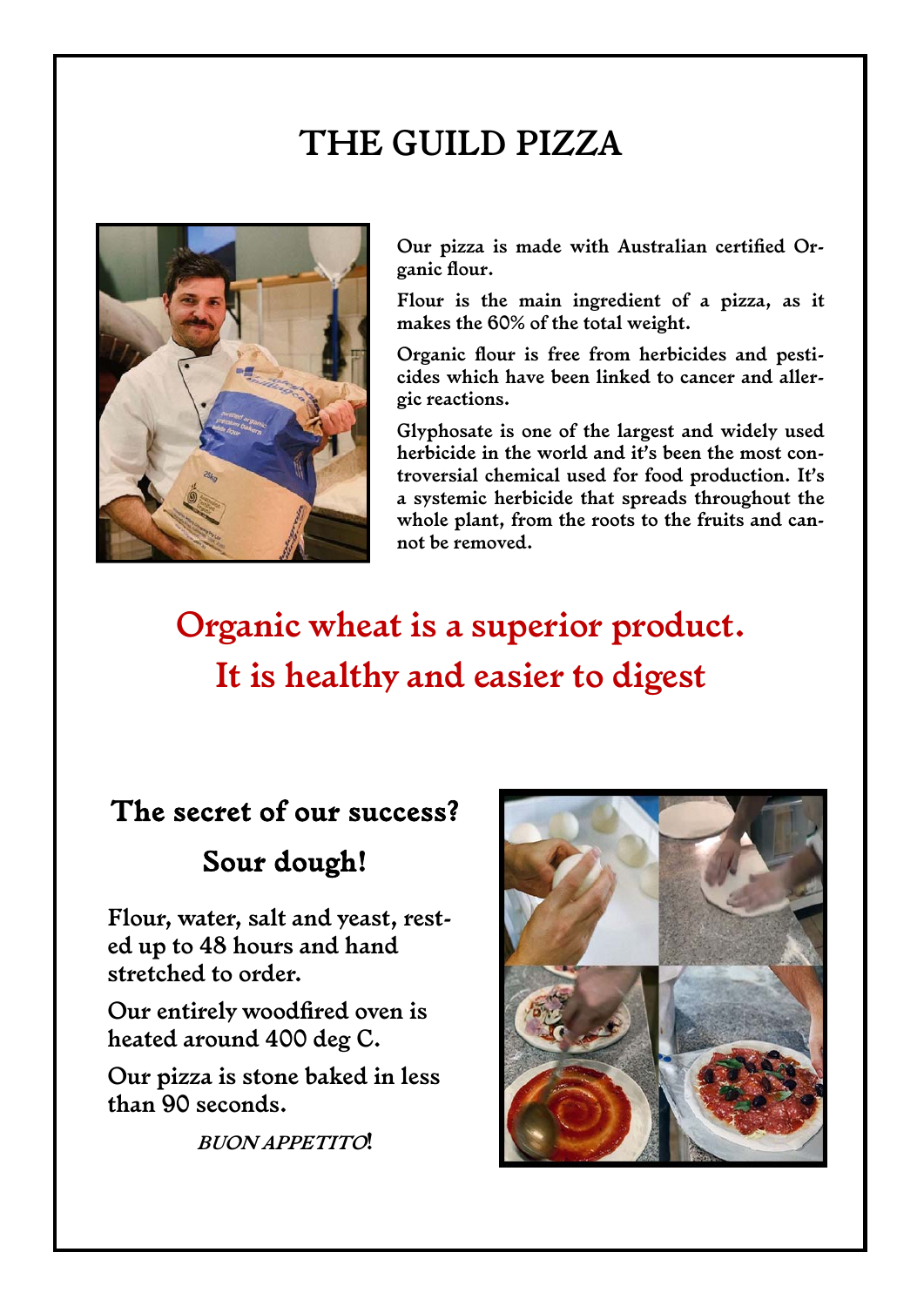# THE GUILD PIZZA

**Our pizza is made with Australian certified Organic flour.**

**Flour is the main ingredient of a pizza, as it makes the 60% of the total weight.**

**Organic flour is free from herbicides and pesticides which have been linked to cancer and allergic reactions.**

**Glyphosate is one of the largest and widely used herbicide in the world and it's been the most controversial chemical used for food production. It's a systemic herbicide that spreads throughout the whole plant, from the roots to the fruits and cannot be removed.**

## Organic wheat is a superior product. It is healthy and easier to digest

### The secret of our success?

### Sour dough!

**Flour, water, salt and yeast, rested up to 48 hours and hand stretched to order.**

**Our entirely woodfired oven is heated around 400 deg C.**

**Our pizza is stone baked in less than 90 seconds.**

***BUON APPETITO*!**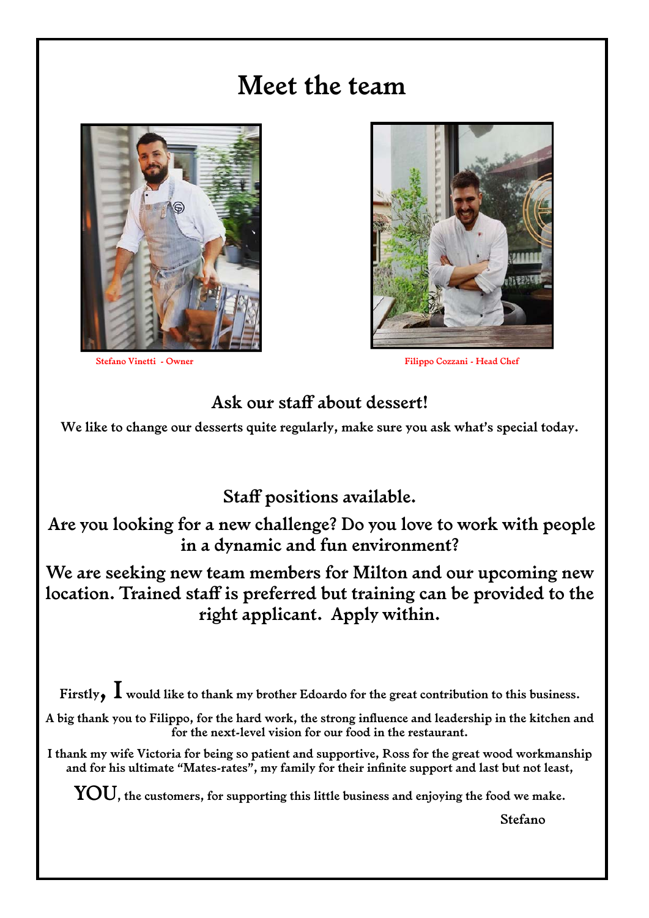# Meet the team

Stefano Vinetti - Owner

Filippo Cozzani - Head Chef

## Ask our staff about dessert!

**We like to change our desserts quite regularly, make sure you ask what's special today.**

## Staff positions available.

**Are you looking for a new challenge? Do you love to work with people in a dynamic and fun environment?**

**We are seeking new team members for Milton and our upcoming new location. Trained staff is preferred but training can be provided to the right applicant. Apply within.**

**Firstly, I would like to thank my brother Edoardo for the great contribution to this business.**

**A big thank you to Filippo, for the hard work, the strong influence and leadership in the kitchen and for the next-level vision for our food in the restaurant.**

**I thank my wife Victoria for being so patient and supportive, Ross for the great wood workmanship and for his ultimate "Mates-rates", my family for their infinite support and last but not least,**

**YOU, the customers, for supporting this little business and enjoying the food we make.**

**Stefano**